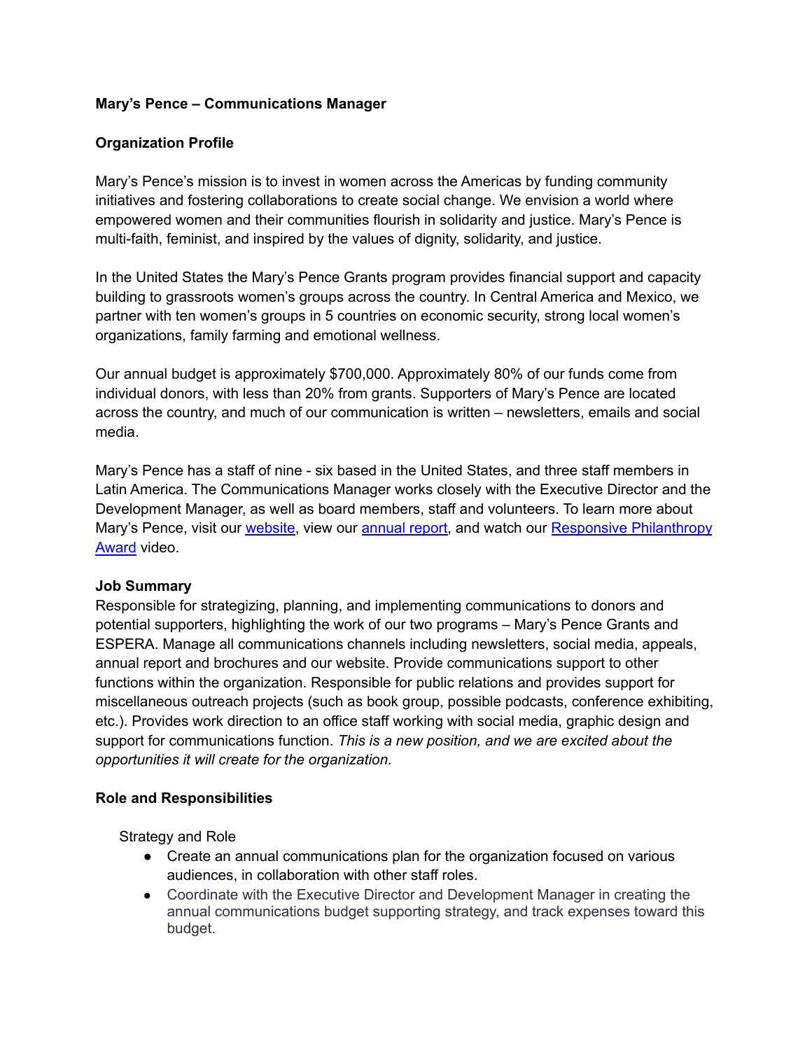**Mary's Pence – Communications Manager**

**Organization Profile**

Mary's Pence's mission is to invest in women across the Americas by funding community initiatives and fostering collaborations to create social change. We envision a world where empowered women and their communities flourish in solidarity and justice. Mary's Pence is multi-faith, feminist, and inspired by the values of dignity, solidarity, and justice.

In the United States the Mary's Pence Grants program provides financial support and capacity building to grassroots women's groups across the country. In Central America and Mexico, we partner with ten women's groups in 5 countries on economic security, strong local women's organizations, family farming and emotional wellness.

Our annual budget is approximately $700,000. Approximately 80% of our funds come from individual donors, with less than 20% from grants. Supporters of Mary's Pence are located across the country, and much of our communication is written – newsletters, emails and social media.

Mary's Pence has a staff of nine - six based in the United States, and three staff members in Latin America. The Communications Manager works closely with the Executive Director and the Development Manager, as well as board members, staff and volunteers. To learn more about Mary's Pence, visit our website, view our annual report, and watch our Responsive Philanthropy Award video.

**Job Summary**

Responsible for strategizing, planning, and implementing communications to donors and potential supporters, highlighting the work of our two programs – Mary's Pence Grants and ESPERA. Manage all communications channels including newsletters, social media, appeals, annual report and brochures and our website. Provide communications support to other functions within the organization. Responsible for public relations and provides support for miscellaneous outreach projects (such as book group, possible podcasts, conference exhibiting, etc.). Provides work direction to an office staff working with social media, graphic design and support for communications function. *This is a new position, and we are excited about the opportunities it will create for the organization.*

**Role and Responsibilities**

Strategy and Role

- Create an annual communications plan for the organization focused on various audiences, in collaboration with other staff roles.
- Coordinate with the Executive Director and Development Manager in creating the annual communications budget supporting strategy, and track expenses toward this budget.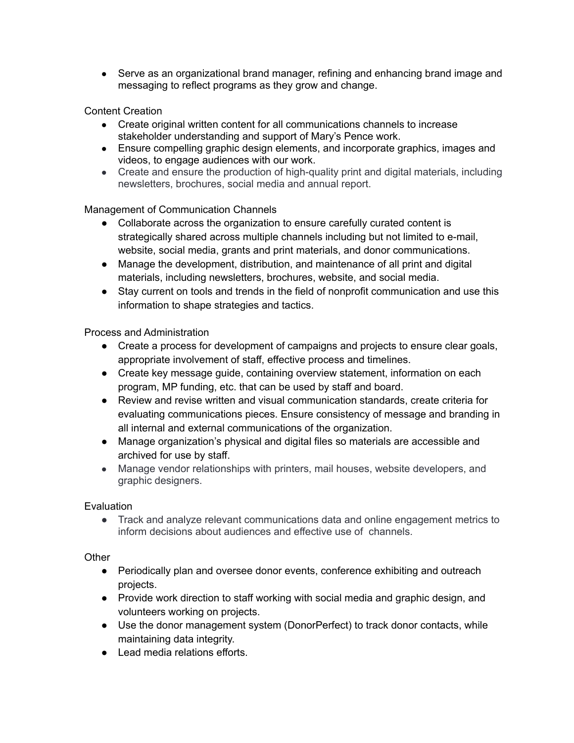- Serve as an organizational brand manager, refining and enhancing brand image and messaging to reflect programs as they grow and change.

Content Creation

- Create original written content for all communications channels to increase stakeholder understanding and support of Mary's Pence work.
- Ensure compelling graphic design elements, and incorporate graphics, images and videos, to engage audiences with our work.
- Create and ensure the production of high-quality print and digital materials, including newsletters, brochures, social media and annual report.

Management of Communication Channels

- Collaborate across the organization to ensure carefully curated content is strategically shared across multiple channels including but not limited to e-mail, website, social media, grants and print materials, and donor communications.
- Manage the development, distribution, and maintenance of all print and digital materials, including newsletters, brochures, website, and social media.
- Stay current on tools and trends in the field of nonprofit communication and use this information to shape strategies and tactics.

Process and Administration

- Create a process for development of campaigns and projects to ensure clear goals, appropriate involvement of staff, effective process and timelines.
- Create key message guide, containing overview statement, information on each program, MP funding, etc. that can be used by staff and board.
- Review and revise written and visual communication standards, create criteria for evaluating communications pieces. Ensure consistency of message and branding in all internal and external communications of the organization.
- Manage organization's physical and digital files so materials are accessible and archived for use by staff.
- Manage vendor relationships with printers, mail houses, website developers, and graphic designers.

Evaluation

- Track and analyze relevant communications data and online engagement metrics to inform decisions about audiences and effective use of channels.

Other

- Periodically plan and oversee donor events, conference exhibiting and outreach projects.
- Provide work direction to staff working with social media and graphic design, and volunteers working on projects.
- Use the donor management system (DonorPerfect) to track donor contacts, while maintaining data integrity.
- Lead media relations efforts.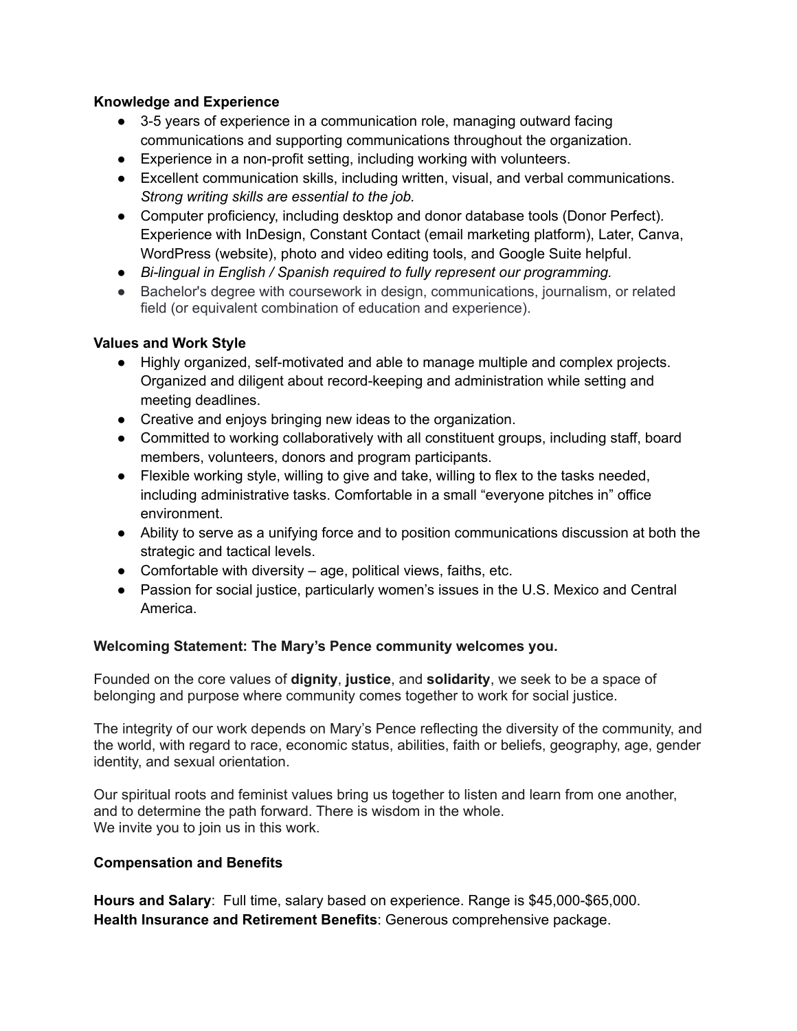**Knowledge and Experience**

- 3-5 years of experience in a communication role, managing outward facing communications and supporting communications throughout the organization.
- Experience in a non-profit setting, including working with volunteers.
- Excellent communication skills, including written, visual, and verbal communications. *Strong writing skills are essential to the job.*
- Computer proficiency, including desktop and donor database tools (Donor Perfect). Experience with InDesign, Constant Contact (email marketing platform), Later, Canva, WordPress (website), photo and video editing tools, and Google Suite helpful.
- *Bi-lingual in English / Spanish required to fully represent our programming.*
- Bachelor's degree with coursework in design, communications, journalism, or related field (or equivalent combination of education and experience).

**Values and Work Style**

- Highly organized, self-motivated and able to manage multiple and complex projects. Organized and diligent about record-keeping and administration while setting and meeting deadlines.
- Creative and enjoys bringing new ideas to the organization.
- Committed to working collaboratively with all constituent groups, including staff, board members, volunteers, donors and program participants.
- Flexible working style, willing to give and take, willing to flex to the tasks needed, including administrative tasks. Comfortable in a small "everyone pitches in" office environment.
- Ability to serve as a unifying force and to position communications discussion at both the strategic and tactical levels.
- Comfortable with diversity – age, political views, faiths, etc.
- Passion for social justice, particularly women's issues in the U.S. Mexico and Central America.

**Welcoming Statement: The Mary's Pence community welcomes you.**

Founded on the core values of **dignity**, **justice**, and **solidarity**, we seek to be a space of belonging and purpose where community comes together to work for social justice.

The integrity of our work depends on Mary's Pence reflecting the diversity of the community, and the world, with regard to race, economic status, abilities, faith or beliefs, geography, age, gender identity, and sexual orientation.

Our spiritual roots and feminist values bring us together to listen and learn from one another, and to determine the path forward. There is wisdom in the whole.
We invite you to join us in this work.

**Compensation and Benefits**

**Hours and Salary**: Full time, salary based on experience. Range is $45,000-$65,000.
**Health Insurance and Retirement Benefits**: Generous comprehensive package.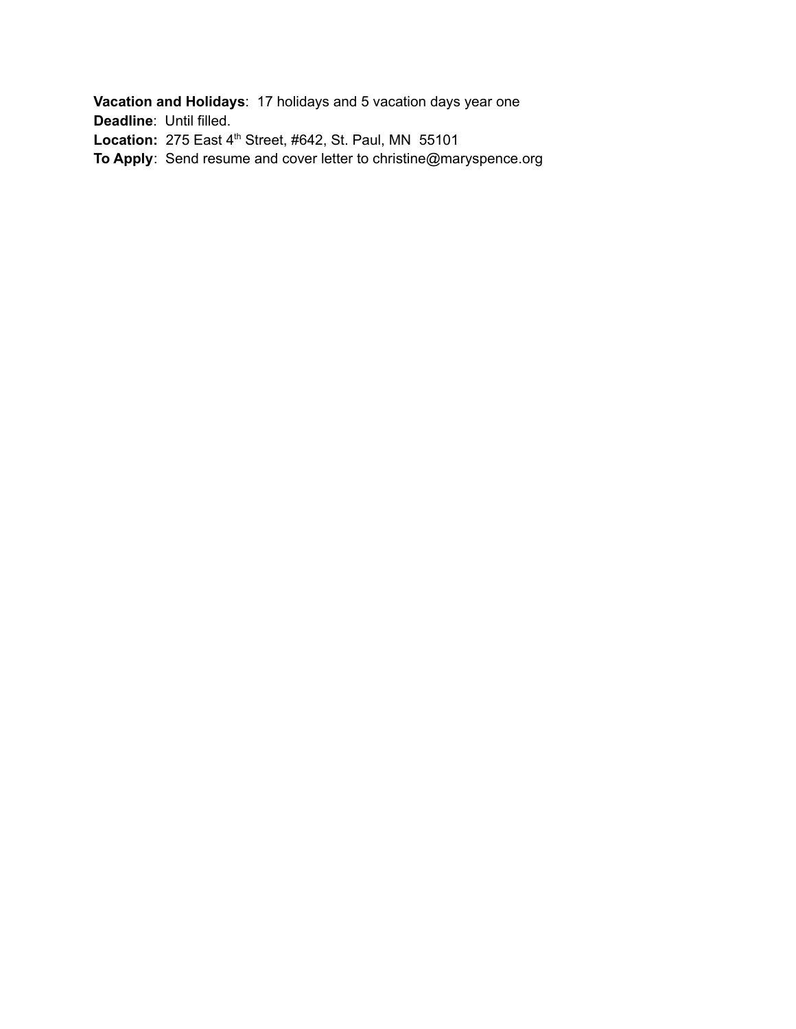**Vacation and Holidays**: 17 holidays and 5 vacation days year one
**Deadline**: Until filled.
**Location:** 275 East 4th Street, #642, St. Paul, MN 55101
**To Apply**: Send resume and cover letter to christine@maryspence.org